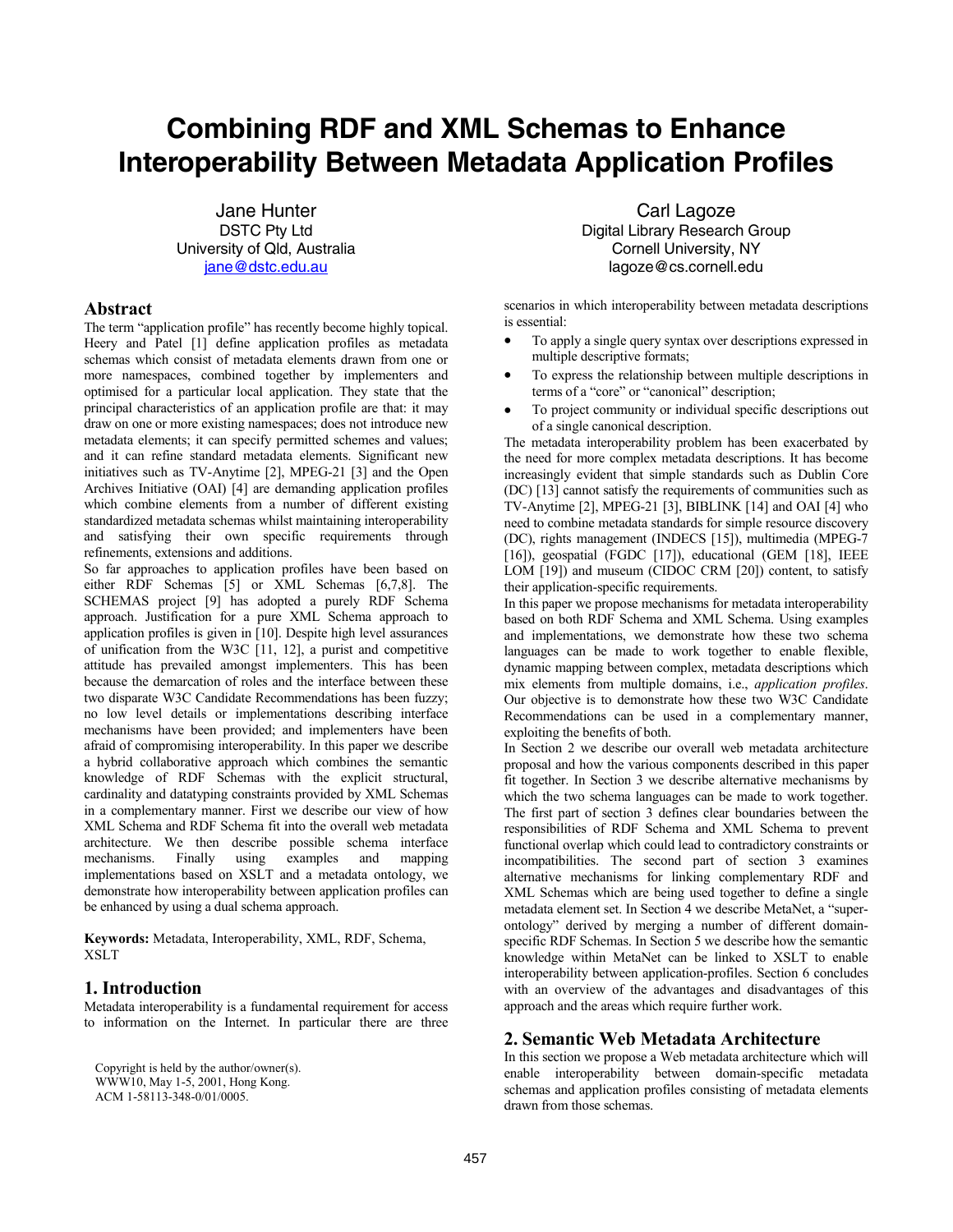# Combining RDF and XML Schemas to Enhance Interoperability Between Metadata Application Profiles

Jane Hunter
DSTC Pty Ltd
University of Qld, Australia
jane@dstc.edu.au

Carl Lagoze
Digital Library Research Group
Cornell University, NY
lagoze@cs.cornell.edu

## Abstract

The term "application profile" has recently become highly topical. Heery and Patel [1] define application profiles as metadata schemas which consist of metadata elements drawn from one or more namespaces, combined together by implementers and optimised for a particular local application. They state that the principal characteristics of an application profile are that: it may draw on one or more existing namespaces; does not introduce new metadata elements; it can specify permitted schemes and values; and it can refine standard metadata elements. Significant new initiatives such as TV-Anytime [2], MPEG-21 [3] and the Open Archives Initiative (OAI) [4] are demanding application profiles which combine elements from a number of different existing standardized metadata schemas whilst maintaining interoperability and satisfying their own specific requirements through refinements, extensions and additions.

So far approaches to application profiles have been based on either RDF Schemas [5] or XML Schemas [6,7,8]. The SCHEMAS project [9] has adopted a purely RDF Schema approach. Justification for a pure XML Schema approach to application profiles is given in [10]. Despite high level assurances of unification from the W3C [11, 12], a purist and competitive attitude has prevailed amongst implementers. This has been because the demarcation of roles and the interface between these two disparate W3C Candidate Recommendations has been fuzzy; no low level details or implementations describing interface mechanisms have been provided; and implementers have been afraid of compromising interoperability. In this paper we describe a hybrid collaborative approach which combines the semantic knowledge of RDF Schemas with the explicit structural, cardinality and datatyping constraints provided by XML Schemas in a complementary manner. First we describe our view of how XML Schema and RDF Schema fit into the overall web metadata architecture. We then describe possible schema interface mechanisms. Finally using examples and mapping implementations based on XSLT and a metadata ontology, we demonstrate how interoperability between application profiles can be enhanced by using a dual schema approach.

**Keywords:** Metadata, Interoperability, XML, RDF, Schema, XSLT

## 1. Introduction

Metadata interoperability is a fundamental requirement for access to information on the Internet. In particular there are three scenarios in which interoperability between metadata descriptions is essential:

- To apply a single query syntax over descriptions expressed in multiple descriptive formats;
- To express the relationship between multiple descriptions in terms of a "core" or "canonical" description;
- To project community or individual specific descriptions out of a single canonical description.

The metadata interoperability problem has been exacerbated by the need for more complex metadata descriptions. It has become increasingly evident that simple standards such as Dublin Core (DC) [13] cannot satisfy the requirements of communities such as TV-Anytime [2], MPEG-21 [3], BIBLINK [14] and OAI [4] who need to combine metadata standards for simple resource discovery (DC), rights management (INDECS [15]), multimedia (MPEG-7 [16]), geospatial (FGDC [17]), educational (GEM [18], IEEE LOM [19]) and museum (CIDOC CRM [20]) content, to satisfy their application-specific requirements.

In this paper we propose mechanisms for metadata interoperability based on both RDF Schema and XML Schema. Using examples and implementations, we demonstrate how these two schema languages can be made to work together to enable flexible, dynamic mapping between complex, metadata descriptions which mix elements from multiple domains, i.e., *application profiles*. Our objective is to demonstrate how these two W3C Candidate Recommendations can be used in a complementary manner, exploiting the benefits of both.

In Section 2 we describe our overall web metadata architecture proposal and how the various components described in this paper fit together. In Section 3 we describe alternative mechanisms by which the two schema languages can be made to work together. The first part of section 3 defines clear boundaries between the responsibilities of RDF Schema and XML Schema to prevent functional overlap which could lead to contradictory constraints or incompatibilities. The second part of section 3 examines alternative mechanisms for linking complementary RDF and XML Schemas which are being used together to define a single metadata element set. In Section 4 we describe MetaNet, a "super-ontology" derived by merging a number of different domain-specific RDF Schemas. In Section 5 we describe how the semantic knowledge within MetaNet can be linked to XSLT to enable interoperability between application-profiles. Section 6 concludes with an overview of the advantages and disadvantages of this approach and the areas which require further work.

## 2. Semantic Web Metadata Architecture

In this section we propose a Web metadata architecture which will enable interoperability between domain-specific metadata schemas and application profiles consisting of metadata elements drawn from those schemas.

Copyright is held by the author/owner(s).
WWW10, May 1-5, 2001, Hong Kong.
ACM 1-58113-348-0/01/0005.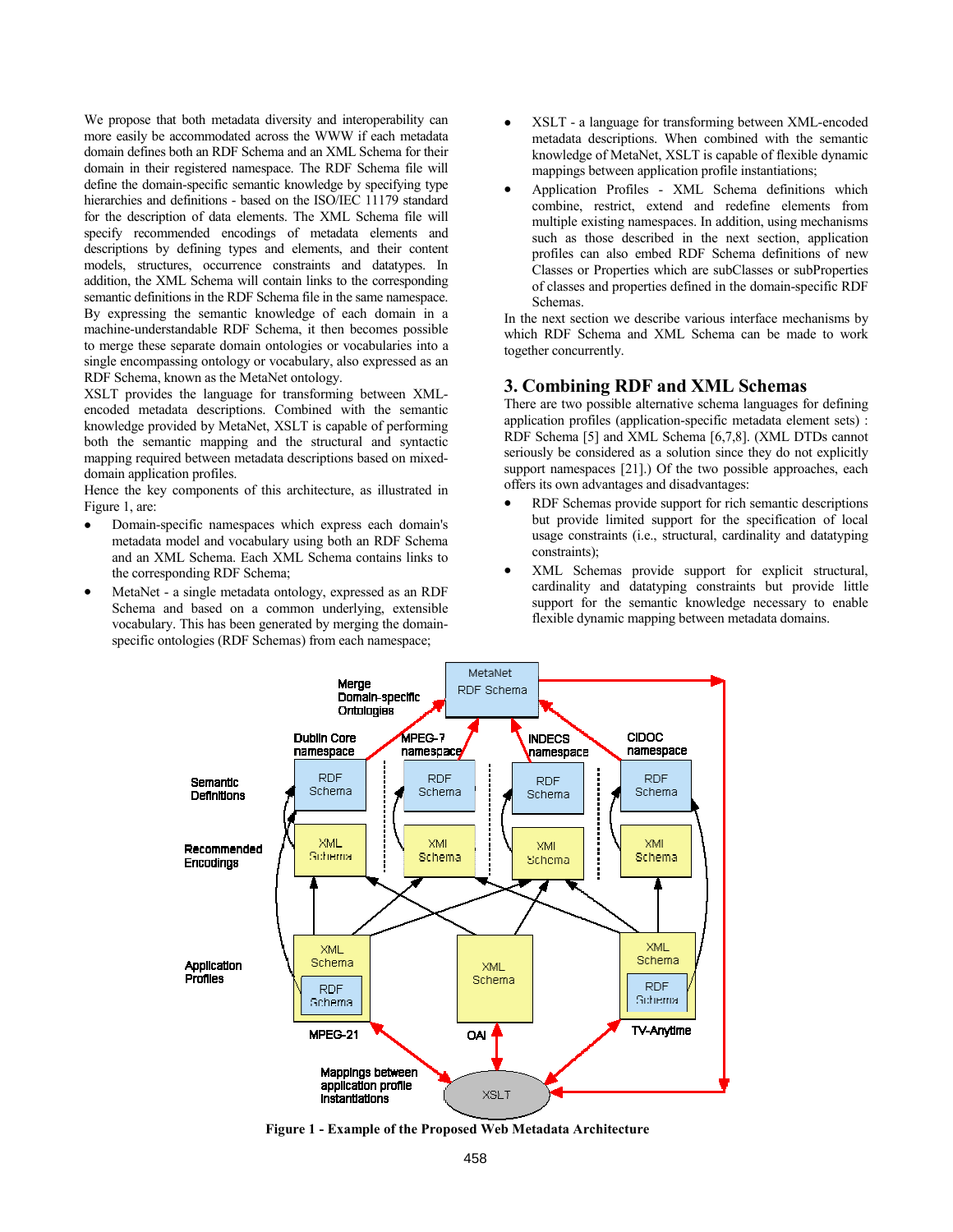We propose that both metadata diversity and interoperability can more easily be accommodated across the WWW if each metadata domain defines both an RDF Schema and an XML Schema for their domain in their registered namespace. The RDF Schema file will define the domain-specific semantic knowledge by specifying type hierarchies and definitions - based on the ISO/IEC 11179 standard for the description of data elements. The XML Schema file will specify recommended encodings of metadata elements and descriptions by defining types and elements, and their content models, structures, occurence constraints and datatypes. In addition, the XML Schema will contain links to the corresponding semantic definitions in the RDF Schema file in the same namespace. By expressing the semantic knowledge of each domain in a machine-understandable RDF Schema, it then becomes possible to merge these separate domain ontologies or vocabularies into a single encompassing ontology or vocabulary, also expressed as an RDF Schema, known as the MetaNet ontology.

XSLT provides the language for transforming between XML-encoded metadata descriptions. Combined with the semantic knowledge provided by MetaNet, XSLT is capable of performing both the semantic mapping and the structural and syntactic mapping required between metadata descriptions based on mixed-domain application profiles.

Hence the key components of this architecture, as illustrated in Figure 1, are:

- Domain-specific namespaces which express each domain's metadata model and vocabulary using both an RDF Schema and an XML Schema. Each XML Schema contains links to the corresponding RDF Schema;
- MetaNet - a single metadata ontology, expressed as an RDF Schema and based on a common underlying, extensible vocabulary. This has been generated by merging the domain-specific ontologies (RDF Schemas) from each namespace;
- XSLT - a language for transforming between XML-encoded metadata descriptions. When combined with the semantic knowledge of MetaNet, XSLT is capable of flexible dynamic mappings between application profile instantiations;
- Application Profiles - XML Schema definitions which combine, restrict, extend and redefine elements from multiple existing namespaces. In addition, using mechanisms such as those described in the next section, application profiles can also embed RDF Schema definitions of new Classes or Properties which are subClasses or subProperties of classes and properties defined in the domain-specific RDF Schemas.

In the next section we describe various interface mechanisms by which RDF Schema and XML Schema can be made to work together concurrently.

## 3. Combining RDF and XML Schemas

There are two possible alternative schema languages for defining application profiles (application-specific metadata element sets) : RDF Schema [5] and XML Schema [6,7,8]. (XML DTDs cannot seriously be considered as a solution since they do not explicitly support namespaces [21].) Of the two possible approaches, each offers its own advantages and disadvantages:

- RDF Schemas provide support for rich semantic descriptions but provide limited support for the specification of local usage constraints (i.e., structural, cardinality and datatyping constraints);
- XML Schemas provide support for explicit structural, cardinality and datatyping constraints but provide little support for the semantic knowledge necessary to enable flexible dynamic mapping between metadata domains.

MetaNet RDF Schema

Merge Domain-specific Ontologies

Dublin Core namespace

MPEG-7 namespace

INDECS namespace

CIDOC namespace

Semantic Definitions

RDF Schema

RDF Schema

RDF Schema

RDF Schema

Recommended Encodings

XML Schema

XML Schema

XML Schema

XML Schema

Application Profiles

XML Schema

RDF Schema

XML Schema

XML Schema

RDF Schema

MPEG-21

OAI

TV-Anytime

Mappings between application profile instantiations

XSLT

**Figure 1 - Example of the Proposed Web Metadata Architecture**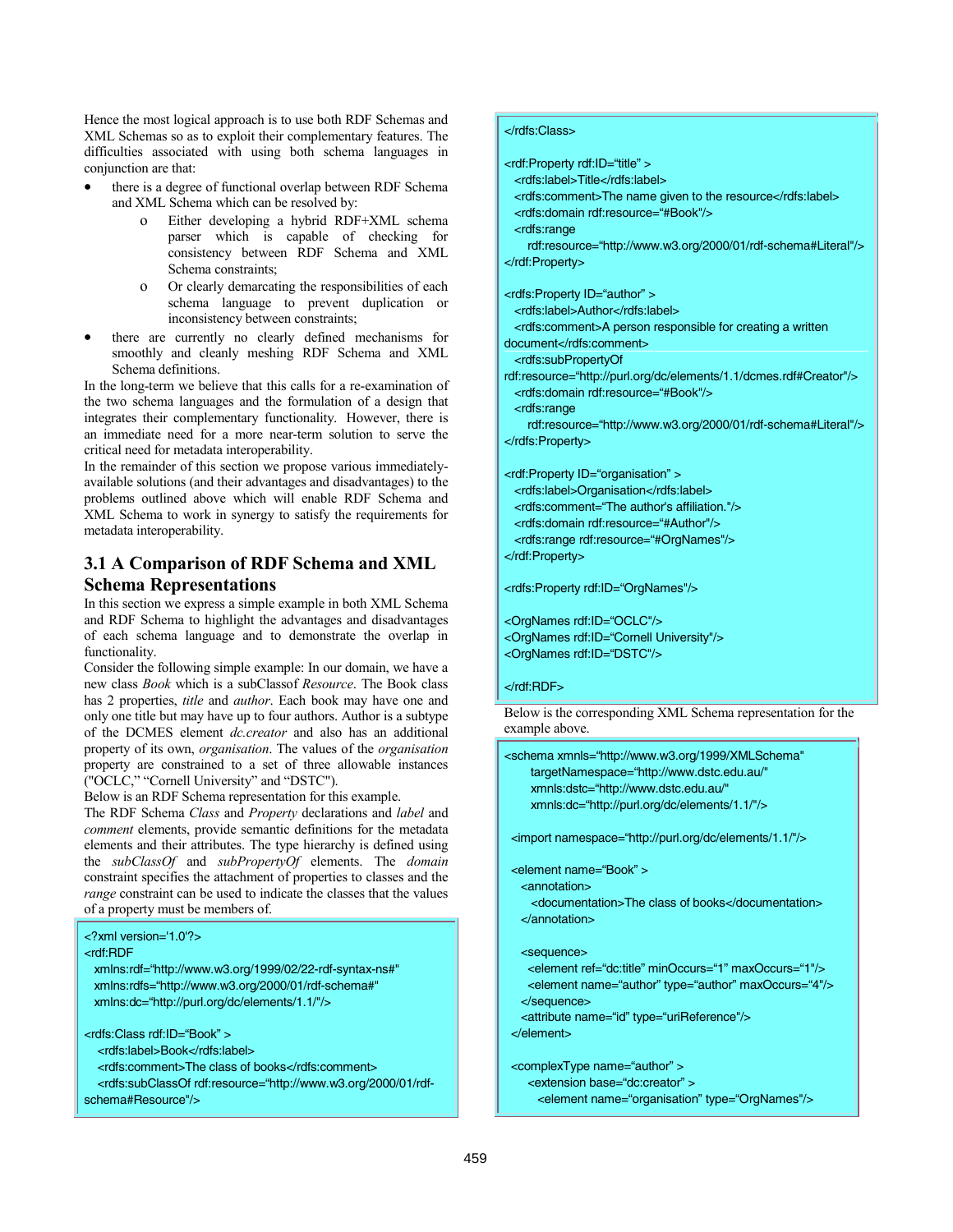Hence the most logical approach is to use both RDF Schemas and XML Schemas so as to exploit their complementary features. The difficulties associated with using both schema languages in conjunction are that:

- there is a degree of functional overlap between RDF Schema and XML Schema which can be resolved by:
    - Either developing a hybrid RDF+XML schema parser which is capable of checking for consistency between RDF Schema and XML Schema constraints;
    - Or clearly demarcating the responsibilities of each schema language to prevent duplication or inconsistency between constraints;
- there are currently no clearly defined mechanisms for smoothly and cleanly meshing RDF Schema and XML Schema definitions.

In the long-term we believe that this calls for a re-examination of the two schema languages and the formulation of a design that integrates their complementary functionality. However, there is an immediate need for a more near-term solution to serve the critical need for metadata interoperability.

In the remainder of this section we propose various immediately-available solutions (and their advantages and disadvantages) to the problems outlined above which will enable RDF Schema and XML Schema to work in synergy to satisfy the requirements for metadata interoperability.

## 3.1 A Comparison of RDF Schema and XML Schema Representations

In this section we express a simple example in both XML Schema and RDF Schema to highlight the advantages and disadvantages of each schema language and to demonstrate the overlap in functionality.

Consider the following simple example: In our domain, we have a new class *Book* which is a subClassof *Resource*. The Book class has 2 properties, *title* and *author*. Each book may have one and only one title but may have up to four authors. Author is a subtype of the DCMES element *dc.creator* and also has an additional property of its own, *organisation*. The values of the *organisation* property are constrained to a set of three allowable instances ("OCLC," "Cornell University" and "DSTC").

Below is an RDF Schema representation for this example.

The RDF Schema *Class* and *Property* declarations and *label* and *comment* elements, provide semantic definitions for the metadata elements and their attributes. The type hierarchy is defined using the *subClassOf* and *subPropertyOf* elements. The *domain* constraint specifies the attachment of properties to classes and the *range* constraint can be used to indicate the classes that the values of a property must be members of.

```
<?xml version='1.0'?>
<rdf:RDF
  xmlns:rdf="http://www.w3.org/1999/02/22-rdf-syntax-ns#"
  xmlns:rdfs="http://www.w3.org/2000/01/rdf-schema#"
  xmlns:dc="http://purl.org/dc/elements/1.1/"/>

<rdfs:Class rdf:ID="Book" >
   <rdfs:label>Book</rdfs:label>
   <rdfs:comment>The class of books</rdfs:comment>
   <rdfs:subClassOf rdf:resource="http://www.w3.org/2000/01/rdf-schema#Resource"/>
</rdfs:Class>

<rdf:Property rdf:ID="title" >
  <rdfs:label>Title</rdfs:label>
  <rdfs:comment>The name given to the resource</rdfs:label>
  <rdfs:domain rdf:resource="#Book"/>
  <rdfs:range
     rdf:resource="http://www.w3.org/2000/01/rdf-schema#Literal"/>
</rdf:Property>

<rdfs:Property ID="author" >
  <rdfs:label>Author</rdfs:label>
  <rdfs:comment>A person responsible for creating a written document</rdfs:comment>
  <rdfs:subPropertyOf
rdf:resource="http://purl.org/dc/elements/1.1/dcmes.rdf#Creator"/>
  <rdfs:domain rdf:resource="#Book"/>
  <rdfs:range
     rdf:resource="http://www.w3.org/2000/01/rdf-schema#Literal"/>
</rdfs:Property>

<rdf:Property ID="organisation" >
  <rdfs:label>Organisation</rdfs:label>
  <rdfs:comment="The author's affiliation."/>
  <rdfs:domain rdf:resource="#Author"/>
  <rdfs:range rdf:resource="#OrgNames"/>
</rdf:Property>

<rdfs:Property rdf:ID="OrgNames"/>

<OrgNames rdf:ID="OCLC"/>
<OrgNames rdf:ID="Cornell University"/>
<OrgNames rdf:ID="DSTC"/>

</rdf:RDF>
```

Below is the corresponding XML Schema representation for the example above.

```
<schema xmnls="http://www.w3.org/1999/XMLSchema"
     targetNamespace="http://www.dstc.edu.au/"
     xmlns:dstc="http://www.dstc.edu.au/"
     xmlns:dc="http://purl.org/dc/elements/1.1/"/>

 <import namespace="http://purl.org/dc/elements/1.1/"/>

 <element name="Book" >
   <annotation>
     <documentation>The class of books</documentation>
   </annotation>

   <sequence>
    <element ref="dc:title" minOccurs="1" maxOccurs="1"/>
    <element name="author" type="author" maxOccurs="4"/>
   </sequence>
   <attribute name="id" type="uriReference"/>
 </element>

 <complexType name="author" >
    <extension base="dc:creator" >
      <element name="organisation" type="OrgNames"/>
```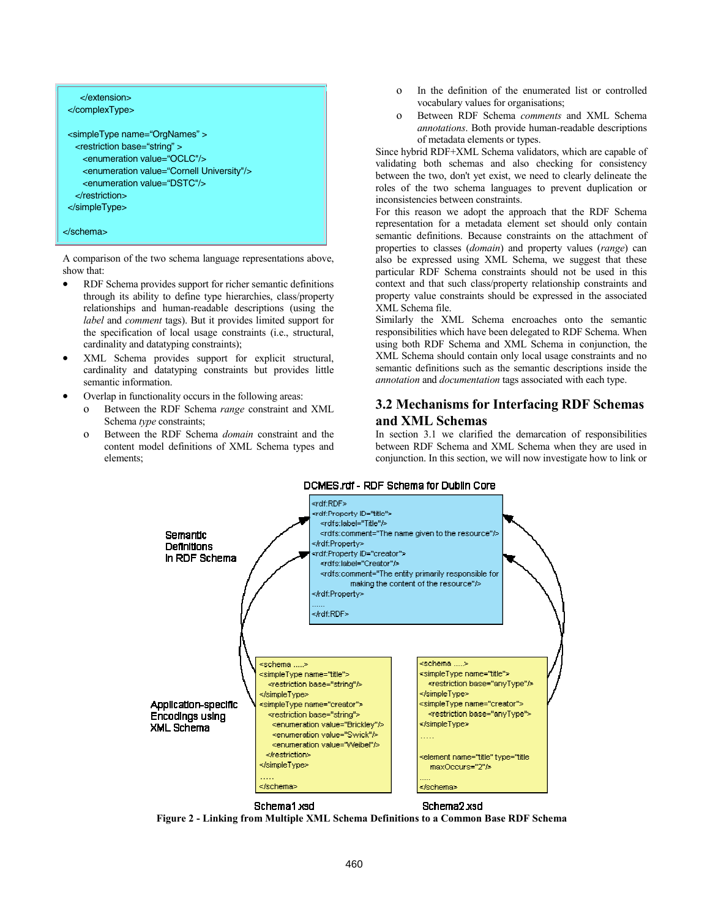```
    </extension>
  </complexType>

  <simpleType name="OrgNames" >
    <restriction base="string" >
      <enumeration value="OCLC"/>
      <enumeration value="Cornell University"/>
      <enumeration value="DSTC"/>
    </restriction>
  </simpleType>

</schema>
```

A comparison of the two schema language representations above, show that:

- RDF Schema provides support for richer semantic definitions through its ability to define type hierarchies, class/property relationships and human-readable descriptions (using the *label* and *comment* tags). But it provides limited support for the specification of local usage constraints (i.e., structural, cardinality and datatyping constraints);
- XML Schema provides support for explicit structural, cardinality and datatyping constraints but provides little semantic information.
- Overlap in functionality occurs in the following areas:
  - Between the RDF Schema *range* constraint and XML Schema *type* constraints;
  - Between the RDF Schema *domain* constraint and the content model definitions of XML Schema types and elements;
  - In the definition of the enumerated list or controlled vocabulary values for organisations;
  - Between RDF Schema *comments* and XML Schema *annotations*. Both provide human-readable descriptions of metadata elements or types.

Since hybrid RDF+XML Schema validators, which are capable of validating both schemas and also checking for consistency between the two, don't yet exist, we need to clearly delineate the roles of the two schema languages to prevent duplication or inconsistencies between constraints.

For this reason we adopt the approach that the RDF Schema representation for a metadata element set should only contain semantic definitions. Because constraints on the attachment of properties to classes (*domain*) and property values (*range*) can also be expressed using XML Schema, we suggest that these particular RDF Schema constraints should not be used in this context and that such class/property relationship constraints and property value constraints should be expressed in the associated XML Schema file.

Similarly the XML Schema encroaches onto the semantic responsibilities which have been delegated to RDF Schema. When using both RDF Schema and XML Schema in conjunction, the XML Schema should contain only local usage constraints and no semantic definitions such as the semantic descriptions inside the *annotation* and *documentation* tags associated with each type.

## 3.2 Mechanisms for Interfacing RDF Schemas and XML Schemas

In section 3.1 we clarified the demarcation of responsibilities between RDF Schema and XML Schema when they are used in conjunction. In this section, we will now investigate how to link or

DCMES.rdf - RDF Schema for Dublin Core

```
<rdf:RDF>
<rdf:Property ID="title">
  <rdfs:label="Title"/>
  <rdfs:comment="The name given to the resource"/>
</rdf:Property>
<rdf:Property ID="creator">
  <rdfs:label="Creator"/>
  <rdfs:comment="The entity primarily responsible for
            making the content of the resource"/>
</rdf:Property>
......
</rdf:RDF>
```

Semantic Definitions in RDF Schema

Application-specific Encodings using XML Schema

```
<schema .....>
<simpleType name="title">
  <restriction base="string"/>
</simpleType>
<simpleType name="creator">
  <restriction base="string">
    <enumeration value="Brickley"/>
    <enumeration value="Swick"/>
    <enumeration value="Weibel"/>
  </restriction>
</simpleType>
.....
</schema>
```

Schema1.xsd

```
<schema .....>
<simpleType name="title">
  <restriction base="anyType"/>
</simpleType>
<simpleType name="creator">
  <restriction base="anyType">
</simpleType>
.....

<element name="title" type="title
  maxOccurs="2"/>
.....
</schema>
```

Schema2.xsd

**Figure 2 - Linking from Multiple XML Schema Definitions to a Common Base RDF Schema**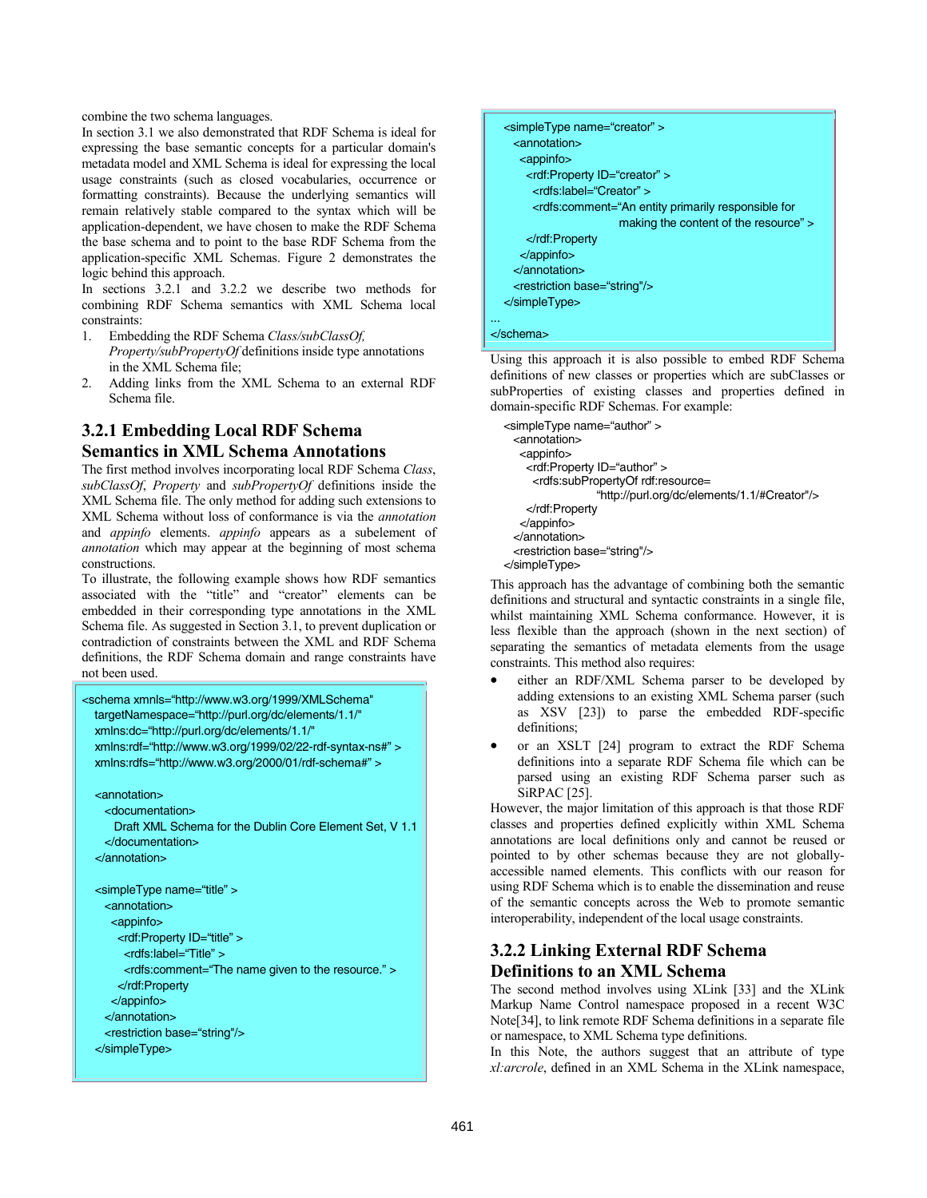combine the two schema languages.

In section 3.1 we also demonstrated that RDF Schema is ideal for expressing the base semantic concepts for a particular domain's metadata model and XML Schema is ideal for expressing the local usage constraints (such as closed vocabularies, occurrence or formatting constraints). Because the underlying semantics will remain relatively stable compared to the syntax which will be application-dependent, we have chosen to make the RDF Schema the base schema and to point to the base RDF Schema from the application-specific XML Schemas. Figure 2 demonstrates the logic behind this approach.

In sections 3.2.1 and 3.2.2 we describe two methods for combining RDF Schema semantics with XML Schema local constraints:

1. Embedding the RDF Schema *Class/subClassOf, Property/subPropertyOf* definitions inside type annotations in the XML Schema file;
2. Adding links from the XML Schema to an external RDF Schema file.

### 3.2.1 Embedding Local RDF Schema Semantics in XML Schema Annotations

The first method involves incorporating local RDF Schema *Class*, *subClassOf*, *Property* and *subPropertyOf* definitions inside the XML Schema file. The only method for adding such extensions to XML Schema without loss of conformance is via the *annotation* and *appinfo* elements. *appinfo* appears as a subelement of *annotation* which may appear at the beginning of most schema constructions.

To illustrate, the following example shows how RDF semantics associated with the "title" and "creator" elements can be embedded in their corresponding type annotations in the XML Schema file. As suggested in Section 3.1, to prevent duplication or contradiction of constraints between the XML and RDF Schema definitions, the RDF Schema domain and range constraints have not been used.

```
<schema xmnls="http://www.w3.org/1999/XMLSchema"
   targetNamespace="http://purl.org/dc/elements/1.1/"
   xmlns:dc="http://purl.org/dc/elements/1.1/"
   xmlns:rdf="http://www.w3.org/1999/02/22-rdf-syntax-ns#" >
   xmlns:rdfs="http://www.w3.org/2000/01/rdf-schema#" >

   <annotation>
     <documentation>
       Draft XML Schema for the Dublin Core Element Set, V 1.1
     </documentation>
   </annotation>

   <simpleType name="title" >
     <annotation>
      <appinfo>
        <rdf:Property ID="title" >
          <rdfs:label="Title" >
          <rdfs:comment="The name given to the resource." >
        </rdf:Property
      </appinfo>
     </annotation>
     <restriction base="string"/>
   </simpleType>

   <simpleType name="creator" >
     <annotation>
      <appinfo>
        <rdf:Property ID="creator" >
          <rdfs:label="Creator" >
          <rdfs:comment="An entity primarily responsible for
                         making the content of the resource" >
        </rdf:Property
      </appinfo>
     </annotation>
     <restriction base="string"/>
   </simpleType>
...
</schema>
```

Using this approach it is also possible to embed RDF Schema definitions of new classes or properties which are subClasses or subProperties of existing classes and properties defined in domain-specific RDF Schemas. For example:

```
<simpleType name="author" >
  <annotation>
   <appinfo>
     <rdf:Property ID="author" >
       <rdfs:subPropertyOf rdf:resource=
                 "http://purl.org/dc/elements/1.1/#Creator"/>
     </rdf:Property
   </appinfo>
  </annotation>
  <restriction base="string"/>
</simpleType>
```

This approach has the advantage of combining both the semantic definitions and structural and syntactic constraints in a single file, whilst maintaining XML Schema conformance. However, it is less flexible than the approach (shown in the next section) of separating the semantics of metadata elements from the usage constraints. This method also requires:

- either an RDF/XML Schema parser to be developed by adding extensions to an existing XML Schema parser (such as XSV [23]) to parse the embedded RDF-specific definitions;
- or an XSLT [24] program to extract the RDF Schema definitions into a separate RDF Schema file which can be parsed using an existing RDF Schema parser such as SiRPAC [25].

However, the major limitation of this approach is that those RDF classes and properties defined explicitly within XML Schema annotations are local definitions only and cannot be reused or pointed to by other schemas because they are not globally-accessible named elements. This conflicts with our reason for using RDF Schema which is to enable the dissemination and reuse of the semantic concepts across the Web to promote semantic interoperability, independent of the local usage constraints.

### 3.2.2 Linking External RDF Schema Definitions to an XML Schema

The second method involves using XLink [33] and the XLink Markup Name Control namespace proposed in a recent W3C Note[34], to link remote RDF Schema definitions in a separate file or namespace, to XML Schema type definitions.

In this Note, the authors suggest that an attribute of type *xl:arcrole*, defined in an XML Schema in the XLink namespace,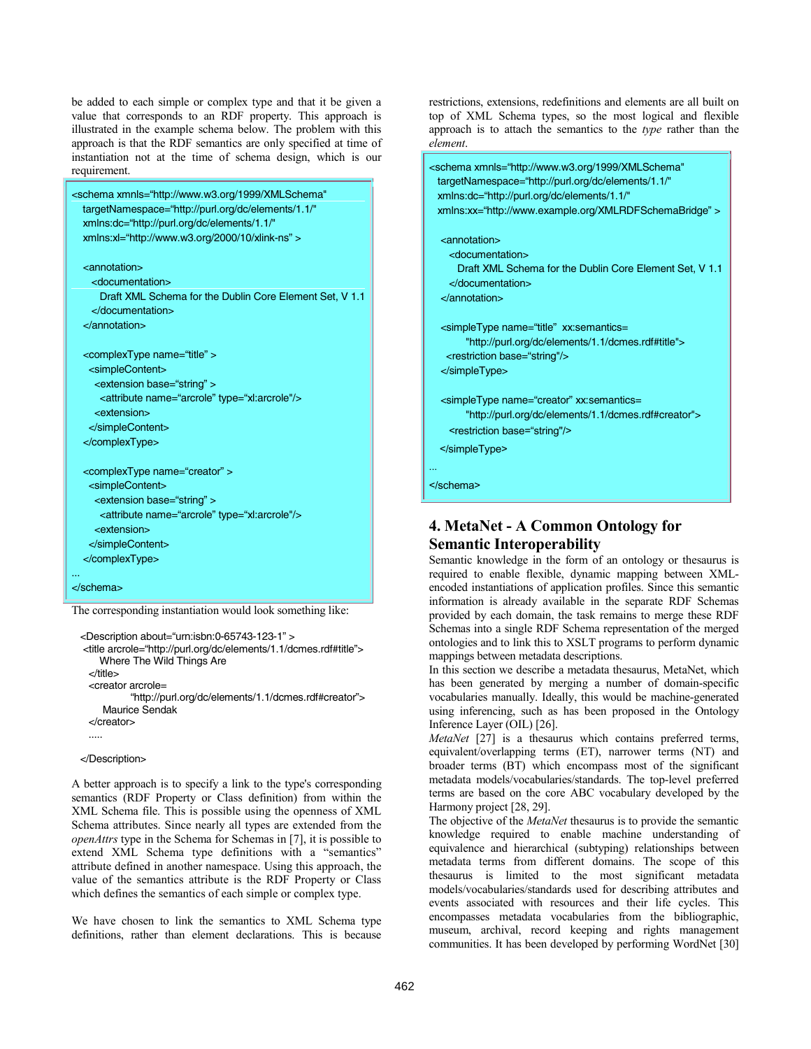be added to each simple or complex type and that it be given a value that corresponds to an RDF property. This approach is illustrated in the example schema below. The problem with this approach is that the RDF semantics are only specified at time of instantiation not at the time of schema design, which is our requirement.

```
<schema xmnls="http://www.w3.org/1999/XMLSchema"
   targetNamespace="http://purl.org/dc/elements/1.1/"
   xmlns:dc="http://purl.org/dc/elements/1.1/"
   xmlns:xl="http://www.w3.org/2000/10/xlink-ns" >

   <annotation>
     <documentation>
        Draft XML Schema for the Dublin Core Element Set, V 1.1
     </documentation>
   </annotation>

   <complexType name="title" >
     <simpleContent>
       <extension base="string" >
         <attribute name="arcrole" type="xl:arcrole"/>
       <extension>
     </simpleContent>
   </complexType>

   <complexType name="creator" >
     <simpleContent>
       <extension base="string" >
         <attribute name="arcrole" type="xl:arcrole"/>
       <extension>
     </simpleContent>
   </complexType>
...
</schema>
```

The corresponding instantiation would look something like:

```
<Description about="urn:isbn:0-65743-123-1" >
  <title arcrole="http://purl.org/dc/elements/1.1/dcmes.rdf#title">
      Where The Wild Things Are
  </title>
  <creator arcrole=
         "http://purl.org/dc/elements/1.1/dcmes.rdf#creator">
      Maurice Sendak
  </creator>
  .....

</Description>
```

A better approach is to specify a link to the type's corresponding semantics (RDF Property or Class definition) from within the XML Schema file. This is possible using the openness of XML Schema attributes. Since nearly all types are extended from the *openAttrs* type in the Schema for Schemas in [7], it is possible to extend XML Schema type definitions with a "semantics" attribute defined in another namespace. Using this approach, the value of the semantics attribute is the RDF Property or Class which defines the semantics of each simple or complex type.

We have chosen to link the semantics to XML Schema type definitions, rather than element declarations. This is because restrictions, extensions, redefinitions and elements are all built on top of XML Schema types, so the most logical and flexible approach is to attach the semantics to the *type* rather than the *element*.

```
<schema xmnls="http://www.w3.org/1999/XMLSchema"
  targetNamespace="http://purl.org/dc/elements/1.1/"
  xmlns:dc="http://purl.org/dc/elements/1.1/"
  xmlns:xx="http://www.example.org/XMLRDFSchemaBridge" >

   <annotation>
     <documentation>
       Draft XML Schema for the Dublin Core Element Set, V 1.1
     </documentation>
   </annotation>

   <simpleType name="title"  xx:semantics=
         "http://purl.org/dc/elements/1.1/dcmes.rdf#title">
     <restriction base="string"/>
   </simpleType>

   <simpleType name="creator" xx:semantics=
         "http://purl.org/dc/elements/1.1/dcmes.rdf#creator">
     <restriction base="string"/>
   </simpleType>
...
</schema>
```

## 4. MetaNet - A Common Ontology for Semantic Interoperability

Semantic knowledge in the form of an ontology or thesaurus is required to enable flexible, dynamic mapping between XML-encoded instantiations of application profiles. Since this semantic information is already available in the separate RDF Schemas provided by each domain, the task remains to merge these RDF Schemas into a single RDF Schema representation of the merged ontologies and to link this to XSLT programs to perform dynamic mappings between metadata descriptions.

In this section we describe a metadata thesaurus, MetaNet, which has been generated by merging a number of domain-specific vocabularies manually. Ideally, this would be machine-generated using inferencing, such as has been proposed in the Ontology Inference Layer (OIL) [26].

*MetaNet* [27] is a thesaurus which contains preferred terms, equivalent/overlapping terms (ET), narrower terms (NT) and broader terms (BT) which encompass most of the significant metadata models/vocabularies/standards. The top-level preferred terms are based on the core ABC vocabulary developed by the Harmony project [28, 29].

The objective of the *MetaNet* thesaurus is to provide the semantic knowledge required to enable machine understanding of equivalence and hierarchical (subtyping) relationships between metadata terms from different domains. The scope of this thesaurus is limited to the most significant metadata models/vocabularies/standards used for describing attributes and events associated with resources and their life cycles. This encompasses metadata vocabularies from the bibliographic, museum, archival, record keeping and rights management communities. It has been developed by performing WordNet [30]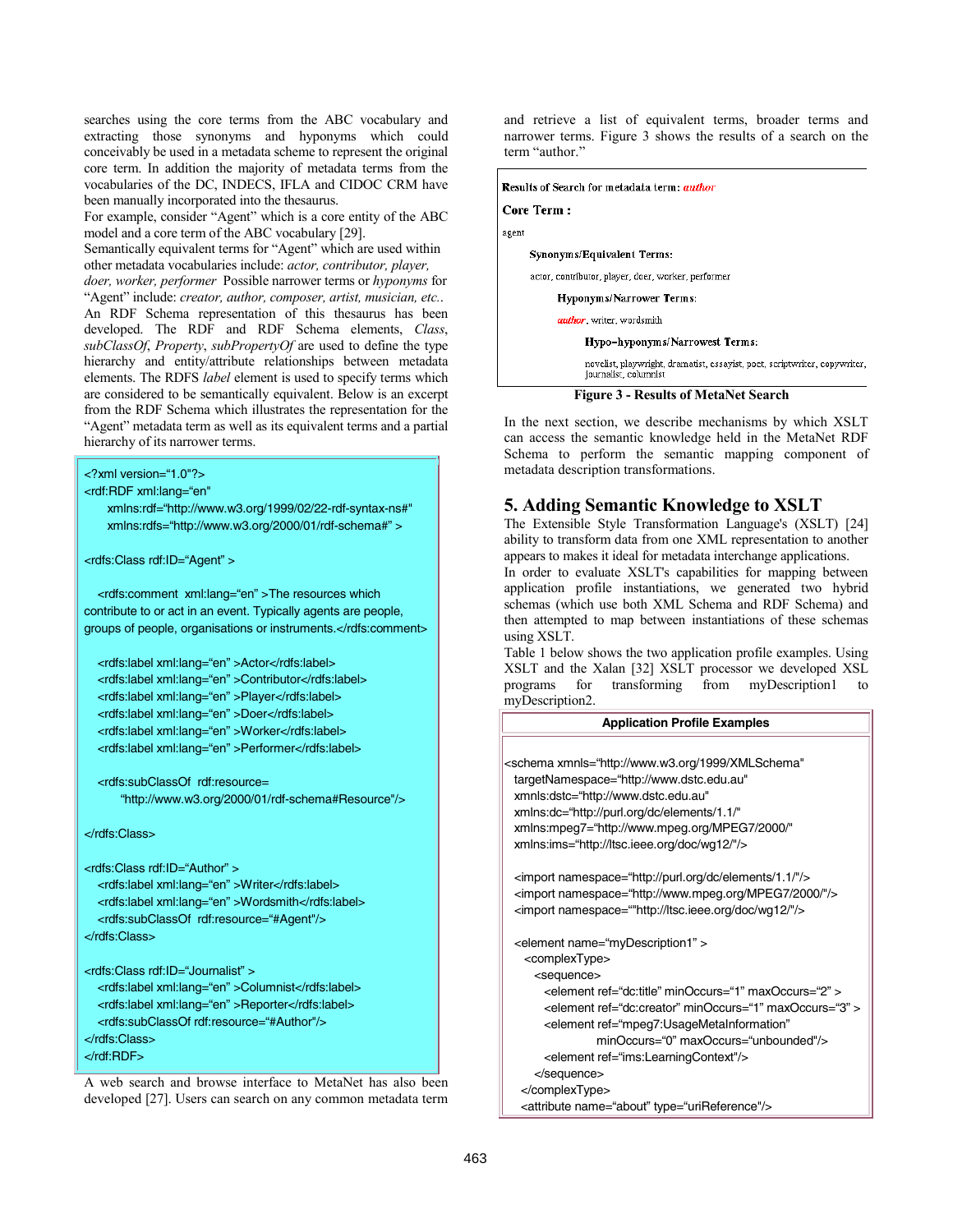searches using the core terms from the ABC vocabulary and extracting those synonyms and hyponyms which could conceivably be used in a metadata scheme to represent the original core term. In addition the majority of metadata terms from the vocabularies of the DC, INDECS, IFLA and CIDOC CRM have been manually incorporated into the thesaurus.

For example, consider "Agent" which is a core entity of the ABC model and a core term of the ABC vocabulary [29].

Semantically equivalent terms for "Agent" which are used within other metadata vocabularies include: *actor, contributor, player, doer, worker, performer* Possible narrower terms or *hyponyms* for "Agent" include: *creator, author, composer, artist, musician, etc.*.

An RDF Schema representation of this thesaurus has been developed. The RDF and RDF Schema elements, *Class*, *subClassOf*, *Property*, *subPropertyOf* are used to define the type hierarchy and entity/attribute relationships between metadata elements. The RDFS *label* element is used to specify terms which are considered to be semantically equivalent. Below is an excerpt from the RDF Schema which illustrates the representation for the "Agent" metadata term as well as its equivalent terms and a partial hierarchy of its narrower terms.

```
<?xml version="1.0"?>
<rdf:RDF xml:lang="en"
     xmlns:rdf="http://www.w3.org/1999/02/22-rdf-syntax-ns#"
     xmlns:rdfs="http://www.w3.org/2000/01/rdf-schema#" >

<rdfs:Class rdf:ID="Agent" >

   <rdfs:comment  xml:lang="en" >The resources which
contribute to or act in an event. Typically agents are people,
groups of people, organisations or instruments.</rdfs:comment>

   <rdfs:label xml:lang="en" >Actor</rdfs:label>
   <rdfs:label xml:lang="en" >Contributor</rdfs:label>
   <rdfs:label xml:lang="en" >Player</rdfs:label>
   <rdfs:label xml:lang="en" >Doer</rdfs:label>
   <rdfs:label xml:lang="en" >Worker</rdfs:label>
   <rdfs:label xml:lang="en" >Performer</rdfs:label>

   <rdfs:subClassOf  rdf:resource=
        "http://www.w3.org/2000/01/rdf-schema#Resource"/>

</rdfs:Class>

<rdfs:Class rdf:ID="Author" >
   <rdfs:label xml:lang="en" >Writer</rdfs:label>
   <rdfs:label xml:lang="en" >Wordsmith</rdfs:label>
   <rdfs:subClassOf  rdf:resource="#Agent"/>
</rdfs:Class>

<rdfs:Class rdf:ID="Journalist" >
   <rdfs:label xml:lang="en" >Columnist</rdfs:label>
   <rdfs:label xml:lang="en" >Reporter</rdfs:label>
   <rdfs:subClassOf rdf:resource="#Author"/>
</rdfs:Class>
</rdf:RDF>
```

A web search and browse interface to MetaNet has also been developed [27]. Users can search on any common metadata term and retrieve a list of equivalent terms, broader terms and narrower terms. Figure 3 shows the results of a search on the term "author."

**Results of Search for metadata term:** *author*

**Core Term :**

agent

**Synonyms/Equivalent Terms:**

actor, contributor, player, doer, worker, performer

**Hyponyms/Narrower Terms:**

*author*, writer, wordsmith

**Hypo-hyponyms/Narrowest Terms:**

novelist, playwright, dramatist, essayist, poet, scriptwriter, copywriter, journalist, columnist

**Figure 3 - Results of MetaNet Search**

In the next section, we describe mechanisms by which XSLT can access the semantic knowledge held in the MetaNet RDF Schema to perform the semantic mapping component of metadata description transformations.

## 5. Adding Semantic Knowledge to XSLT

The Extensible Style Transformation Language's (XSLT) [24] ability to transform data from one XML representation to another appears to makes it ideal for metadata interchange applications.

In order to evaluate XSLT's capabilities for mapping between application profile instantiations, we generated two hybrid schemas (which use both XML Schema and RDF Schema) and then attempted to map between instantiations of these schemas using XSLT.

Table 1 below shows the two application profile examples. Using XSLT and the Xalan [32] XSLT processor we developed XSL programs for transforming from myDescription1 to myDescription2.

**Application Profile Examples**

```
<schema xmnls="http://www.w3.org/1999/XMLSchema"
  targetNamespace="http://www.dstc.edu.au"
  xmnls:dstc="http://www.dstc.edu.au"
  xmlns:dc="http://purl.org/dc/elements/1.1/"
  xmlns:mpeg7="http://www.mpeg.org/MPEG7/2000/"
  xmlns:ims="http://ltsc.ieee.org/doc/wg12/"/>

  <import namespace="http://purl.org/dc/elements/1.1/"/>
  <import namespace="http://www.mpeg.org/MPEG7/2000/"/>
  <import namespace=""http://ltsc.ieee.org/doc/wg12/"/>

  <element name="myDescription1" >
    <complexType>
      <sequence>
        <element ref="dc:title" minOccurs="1" maxOccurs="2" >
        <element ref="dc:creator" minOccurs="1" maxOccurs="3" >
        <element ref="mpeg7:UsageMetaInformation"
                  minOccurs="0" maxOccurs="unbounded"/>
        <element ref="ims:LearningContext"/>
      </sequence>
    </complexType>
    <attribute name="about" type="uriReference"/>
```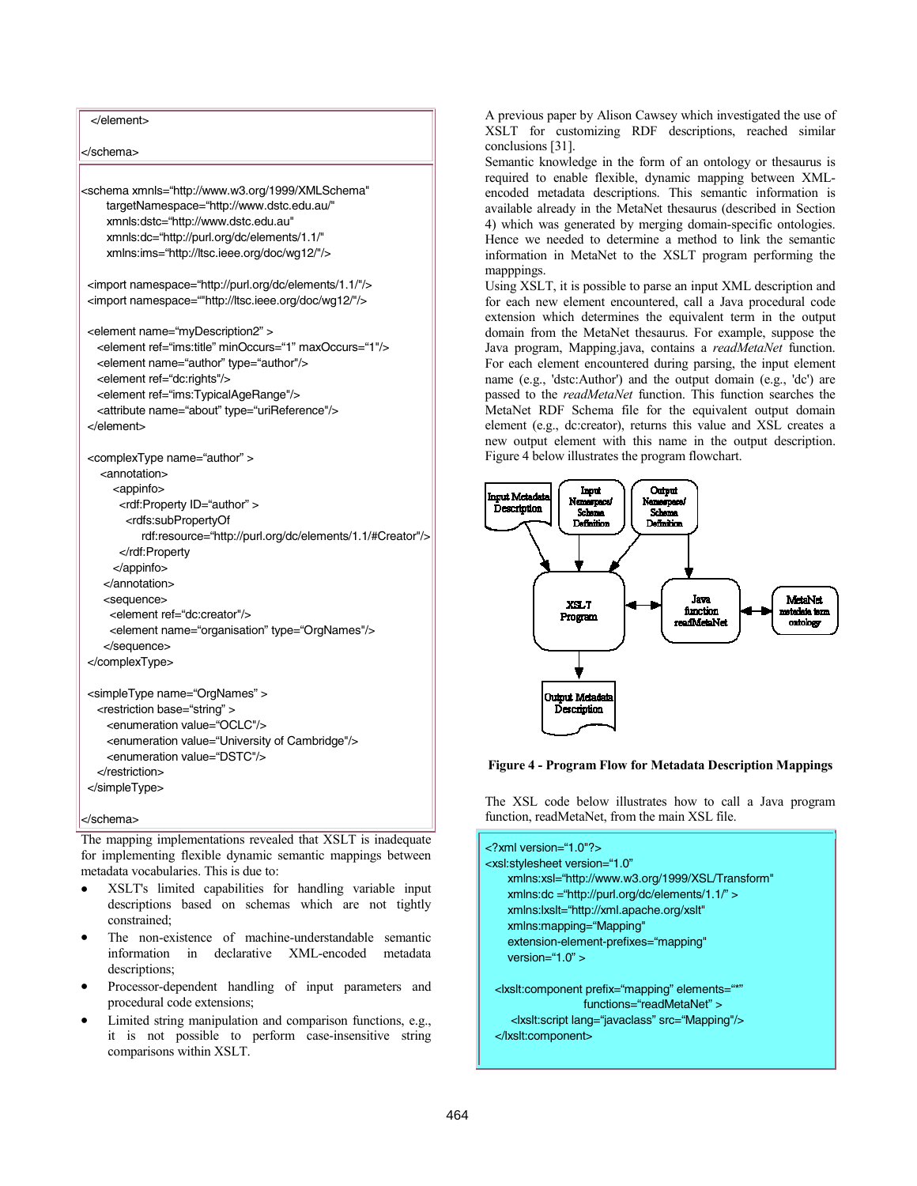```
  </element>

</schema>
```

```
<schema xmnls="http://www.w3.org/1999/XMLSchema"
      targetNamespace="http://www.dstc.edu.au/"
      xmnls:dstc="http://www.dstc.edu.au"
      xmnls:dc="http://purl.org/dc/elements/1.1/"
      xmlns:ims="http://ltsc.ieee.org/doc/wg12/"/>

 <import namespace="http://purl.org/dc/elements/1.1/"/>
 <import namespace=""http://ltsc.ieee.org/doc/wg12/"/>

 <element name="myDescription2" >
    <element ref="ims:title" minOccurs="1" maxOccurs="1"/>
    <element name="author" type="author"/>
    <element ref="dc:rights"/>
    <element ref="ims:TypicalAgeRange"/>
    <attribute name="about" type="uriReference"/>
 </element>

 <complexType name="author" >
     <annotation>
        <appinfo>
          <rdf:Property ID="author" >
            <rdfs:subPropertyOf
                rdf:resource="http://purl.org/dc/elements/1.1/#Creator"/>
          </rdf:Property
        </appinfo>
     </annotation>
     <sequence>
       <element ref="dc:creator"/>
       <element name="organisation" type="OrgNames"/>
     </sequence>
 </complexType>

 <simpleType name="OrgNames" >
    <restriction base="string" >
      <enumeration value="OCLC"/>
      <enumeration value="University of Cambridge"/>
      <enumeration value="DSTC"/>
    </restriction>
 </simpleType>

</schema>
```

The mapping implementations revealed that XSLT is inadequate for implementing flexible dynamic semantic mappings between metadata vocabularies. This is due to:

- XSLT's limited capabilities for handling variable input descriptions based on schemas which are not tightly constrained;
- The non-existence of machine-understandable semantic information in declarative XML-encoded metadata descriptions;
- Processor-dependent handling of input parameters and procedural code extensions;
- Limited string manipulation and comparison functions, e.g., it is not possible to perform case-insensitive string comparisons within XSLT.

A previous paper by Alison Cawsey which investigated the use of XSLT for customizing RDF descriptions, reached similar conclusions [31].

Semantic knowledge in the form of an ontology or thesaurus is required to enable flexible, dynamic mapping between XML-encoded metadata descriptions. This semantic information is available already in the MetaNet thesaurus (described in Section 4) which was generated by merging domain-specific ontologies. Hence we needed to determine a method to link the semantic information in MetaNet to the XSLT program performing the mapppings.

Using XSLT, it is possible to parse an input XML description and for each new element encountered, call a Java procedural code extension which determines the equivalent term in the output domain from the MetaNet thesaurus. For example, suppose the Java program, Mapping.java, contains a *readMetaNet* function. For each element encountered during parsing, the input element name (e.g., 'dstc:Author') and the output domain (e.g., 'dc') are passed to the *readMetaNet* function. This function searches the MetaNet RDF Schema file for the equivalent output domain element (e.g., dc:creator), returns this value and XSL creates a new output element with this name in the output description. Figure 4 below illustrates the program flowchart.

Input Metadata Description
Input Namespace/ Schema Definition
Output Namespace/ Schema Definition
XSLT Program
Java function readMetaNet
MetaNet metadata term ontology
Output Metadata Description

**Figure 4 - Program Flow for Metadata Description Mappings**

The XSL code below illustrates how to call a Java program function, readMetaNet, from the main XSL file.

```
<?xml version="1.0"?>
<xsl:stylesheet version="1.0"
      xmlns:xsl="http://www.w3.org/1999/XSL/Transform"
      xmlns:dc ="http://purl.org/dc/elements/1.1/" >
      xmlns:lxslt="http://xml.apache.org/xslt"
      xmlns:mapping="Mapping"
      extension-element-prefixes="mapping"
      version="1.0" >

   <lxslt:component prefix="mapping" elements=""
                    functions="readMetaNet" >
      <lxslt:script lang="javaclass" src="Mapping"/>
   </lxslt:component>
```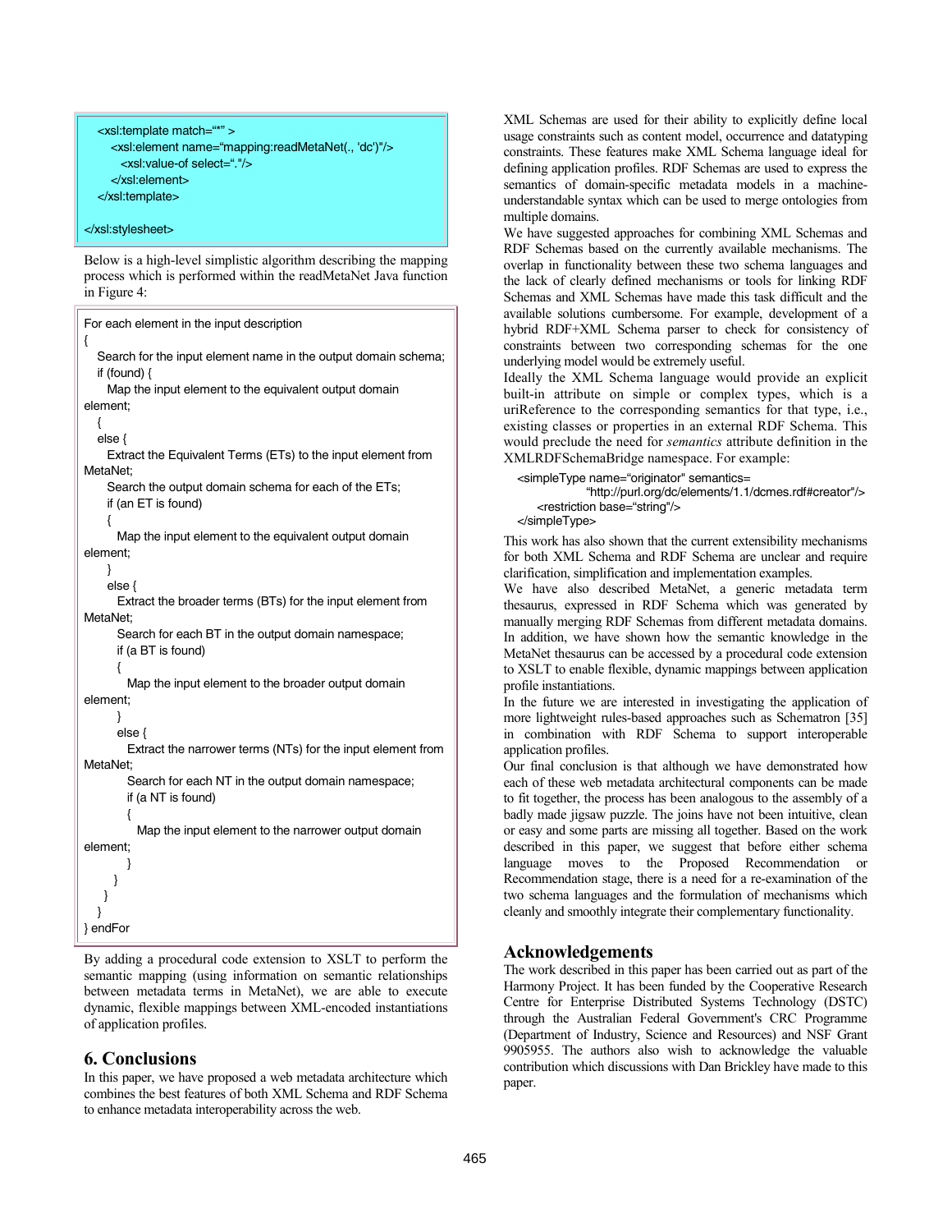```
  <xsl:template match="*" >
    <xsl:element name="mapping:readMetaNet(., 'dc')"/>
      <xsl:value-of select="."/>
    </xsl:element>
  </xsl:template>

</xsl:stylesheet>
```

Below is a high-level simplistic algorithm describing the mapping process which is performed within the readMetaNet Java function in Figure 4:

```
For each element in the input description
{
  Search for the input element name in the output domain schema;
  if (found) {
    Map the input element to the equivalent output domain element;
  {
  else {
    Extract the Equivalent Terms (ETs) to the input element from MetaNet;
    Search the output domain schema for each of the ETs;
    if (an ET is found)
    {
      Map the input element to the equivalent output domain element;
    }
    else {
      Extract the broader terms (BTs) for the input element from MetaNet;
      Search for each BT in the output domain namespace;
      if (a BT is found)
      {
        Map the input element to the broader output domain element;
      }
      else {
        Extract the narrower terms (NTs) for the input element from MetaNet;
        Search for each NT in the output domain namespace;
        if (a NT is found)
        {
          Map the input element to the narrower output domain element;
        }
      }
    }
  }
} endFor
```

By adding a procedural code extension to XSLT to perform the semantic mapping (using information on semantic relationships between metadata terms in MetaNet), we are able to execute dynamic, flexible mappings between XML-encoded instantiations of application profiles.

## 6. Conclusions

In this paper, we have proposed a web metadata architecture which combines the best features of both XML Schema and RDF Schema to enhance metadata interoperability across the web.

XML Schemas are used for their ability to explicitly define local usage constraints such as content model, occurrence and datatyping constraints. These features make XML Schema language ideal for defining application profiles. RDF Schemas are used to express the semantics of domain-specific metadata models in a machine-understandable syntax which can be used to merge ontologies from multiple domains.

We have suggested approaches for combining XML Schemas and RDF Schemas based on the currently available mechanisms. The overlap in functionality between these two schema languages and the lack of clearly defined mechanisms or tools for linking RDF Schemas and XML Schemas have made this task difficult and the available solutions cumbersome. For example, development of a hybrid RDF+XML Schema parser to check for consistency of constraints between two corresponding schemas for the one underlying model would be extremely useful.

Ideally the XML Schema language would provide an explicit built-in attribute on simple or complex types, which is a uriReference to the corresponding semantics for that type, i.e., existing classes or properties in an external RDF Schema. This would preclude the need for *semantics* attribute definition in the XMLRDFSchemaBridge namespace. For example:

```
<simpleType name="originator" semantics=
        "http://purl.org/dc/elements/1.1/dcmes.rdf#creator"/>
    <restriction base="string"/>
</simpleType>
```

This work has also shown that the current extensibility mechanisms for both XML Schema and RDF Schema are unclear and require clarification, simplification and implementation examples.

We have also described MetaNet, a generic metadata term thesaurus, expressed in RDF Schema which was generated by manually merging RDF Schemas from different metadata domains. In addition, we have shown how the semantic knowledge in the MetaNet thesaurus can be accessed by a procedural code extension to XSLT to enable flexible, dynamic mappings between application profile instantiations.

In the future we are interested in investigating the application of more lightweight rules-based approaches such as Schematron [35] in combination with RDF Schema to support interoperable application profiles.

Our final conclusion is that although we have demonstrated how each of these web metadata architectural components can be made to fit together, the process has been analogous to the assembly of a badly made jigsaw puzzle. The joins have not been intuitive, clean or easy and some parts are missing all together. Based on the work described in this paper, we suggest that before either schema language moves to the Proposed Recommendation or Recommendation stage, there is a need for a re-examination of the two schema languages and the formulation of mechanisms which cleanly and smoothly integrate their complementary functionality.

## Acknowledgements

The work described in this paper has been carried out as part of the Harmony Project. It has been funded by the Cooperative Research Centre for Enterprise Distributed Systems Technology (DSTC) through the Australian Federal Government's CRC Programme (Department of Industry, Science and Resources) and NSF Grant 9905955. The authors also wish to acknowledge the valuable contribution which discussions with Dan Brickley have made to this paper.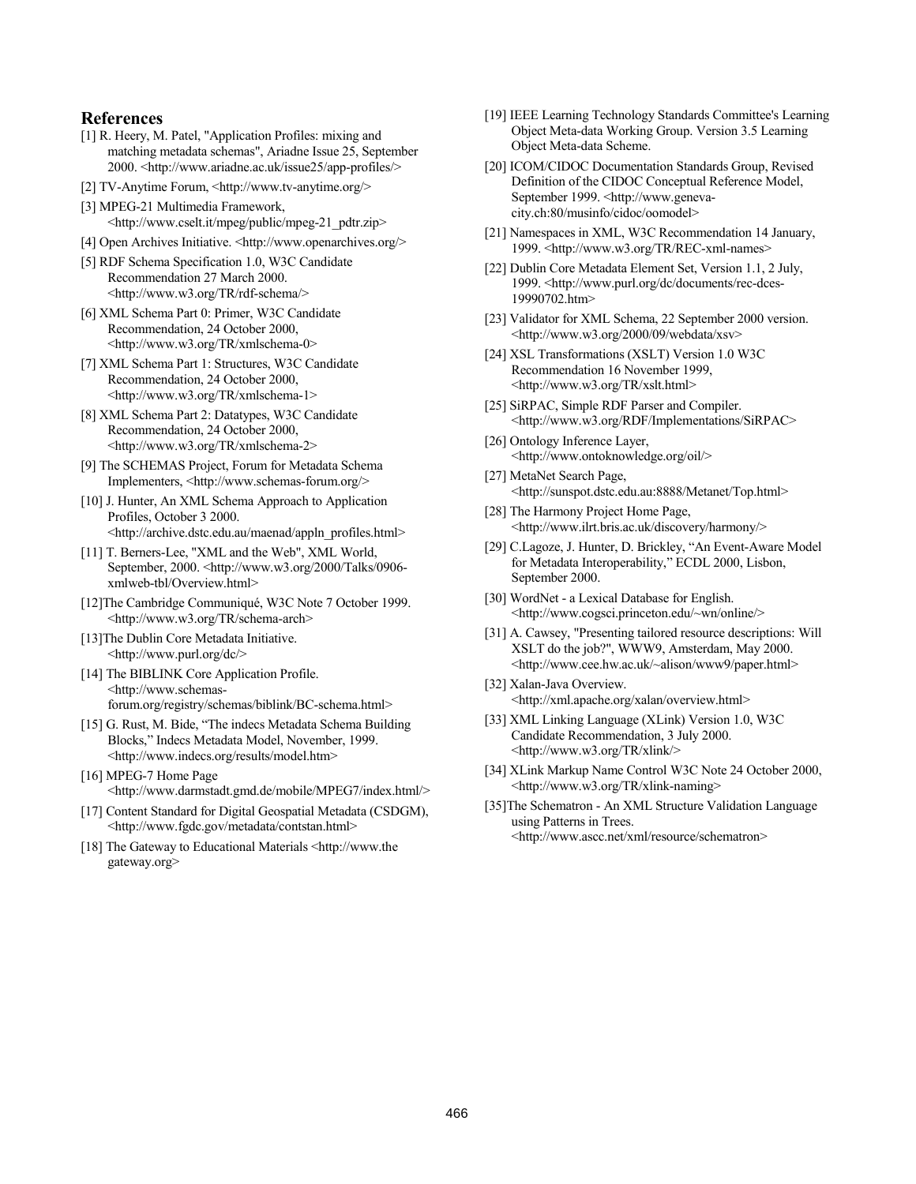## References

[1] R. Heery, M. Patel, "Application Profiles: mixing and matching metadata schemas", Ariadne Issue 25, September 2000. <http://www.ariadne.ac.uk/issue25/app-profiles/>

[2] TV-Anytime Forum, <http://www.tv-anytime.org/>

[3] MPEG-21 Multimedia Framework, <http://www.cselt.it/mpeg/public/mpeg-21_pdtr.zip>

[4] Open Archives Initiative. <http://www.openarchives.org/>

[5] RDF Schema Specification 1.0, W3C Candidate Recommendation 27 March 2000. <http://www.w3.org/TR/rdf-schema/>

[6] XML Schema Part 0: Primer, W3C Candidate Recommendation, 24 October 2000, <http://www.w3.org/TR/xmlschema-0>

[7] XML Schema Part 1: Structures, W3C Candidate Recommendation, 24 October 2000, <http://www.w3.org/TR/xmlschema-1>

[8] XML Schema Part 2: Datatypes, W3C Candidate Recommendation, 24 October 2000, <http://www.w3.org/TR/xmlschema-2>

[9] The SCHEMAS Project, Forum for Metadata Schema Implementers, <http://www.schemas-forum.org/>

[10] J. Hunter, An XML Schema Approach to Application Profiles, October 3 2000. <http://archive.dstc.edu.au/maenad/appln_profiles.html>

[11] T. Berners-Lee, "XML and the Web", XML World, September, 2000. <http://www.w3.org/2000/Talks/0906-xmlweb-tbl/Overview.html>

[12]The Cambridge Communiqué, W3C Note 7 October 1999. <http://www.w3.org/TR/schema-arch>

[13]The Dublin Core Metadata Initiative. <http://www.purl.org/dc/>

[14] The BIBLINK Core Application Profile. <http://www.schemas-forum.org/registry/schemas/biblink/BC-schema.html>

[15] G. Rust, M. Bide, "The indecs Metadata Schema Building Blocks," Indecs Metadata Model, November, 1999. <http://www.indecs.org/results/model.htm>

[16] MPEG-7 Home Page <http://www.darmstadt.gmd.de/mobile/MPEG7/index.html/>

[17] Content Standard for Digital Geospatial Metadata (CSDGM), <http://www.fgdc.gov/metadata/contstan.html>

[18] The Gateway to Educational Materials <http://www.the gateway.org>

[19] IEEE Learning Technology Standards Committee's Learning Object Meta-data Working Group. Version 3.5 Learning Object Meta-data Scheme.

[20] ICOM/CIDOC Documentation Standards Group, Revised Definition of the CIDOC Conceptual Reference Model, September 1999. <http://www.geneva-city.ch:80/musinfo/cidoc/oomodel>

[21] Namespaces in XML, W3C Recommendation 14 January, 1999. <http://www.w3.org/TR/REC-xml-names>

[22] Dublin Core Metadata Element Set, Version 1.1, 2 July, 1999. <http://www.purl.org/dc/documents/rec-dces-19990702.htm>

[23] Validator for XML Schema, 22 September 2000 version. <http://www.w3.org/2000/09/webdata/xsv>

[24] XSL Transformations (XSLT) Version 1.0 W3C Recommendation 16 November 1999, <http://www.w3.org/TR/xslt.html>

[25] SiRPAC, Simple RDF Parser and Compiler. <http://www.w3.org/RDF/Implementations/SiRPAC>

[26] Ontology Inference Layer, <http://www.ontoknowledge.org/oil/>

[27] MetaNet Search Page, <http://sunspot.dstc.edu.au:8888/Metanet/Top.html>

[28] The Harmony Project Home Page, <http://www.ilrt.bris.ac.uk/discovery/harmony/>

[29] C.Lagoze, J. Hunter, D. Brickley, "An Event-Aware Model for Metadata Interoperability," ECDL 2000, Lisbon, September 2000.

[30] WordNet - a Lexical Database for English. <http://www.cogsci.princeton.edu/~wn/online/>

[31] A. Cawsey, "Presenting tailored resource descriptions: Will XSLT do the job?", WWW9, Amsterdam, May 2000. <http://www.cee.hw.ac.uk/~alison/www9/paper.html>

[32] Xalan-Java Overview. <http://xml.apache.org/xalan/overview.html>

[33] XML Linking Language (XLink) Version 1.0, W3C Candidate Recommendation, 3 July 2000. <http://www.w3.org/TR/xlink/>

[34] XLink Markup Name Control W3C Note 24 October 2000, <http://www.w3.org/TR/xlink-naming>

[35]The Schematron - An XML Structure Validation Language using Patterns in Trees. <http://www.ascc.net/xml/resource/schematron>